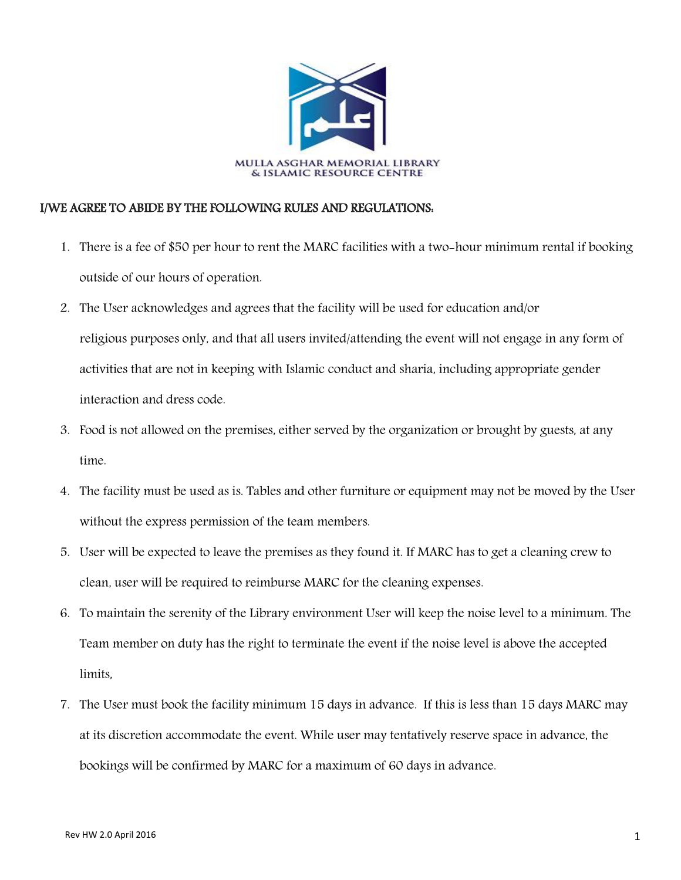MULLA ASGHAR MEMORIAL LIBRARY
& ISLAMIC RESOURCE CENTRE

**I/WE AGREE TO ABIDE BY THE FOLLOWING RULES AND REGULATIONS:**

1. There is a fee of $50 per hour to rent the MARC facilities with a two-hour minimum rental if booking outside of our hours of operation.
2. The User acknowledges and agrees that the facility will be used for education and/or religious purposes only, and that all users invited/attending the event will not engage in any form of activities that are not in keeping with Islamic conduct and sharia, including appropriate gender interaction and dress code.
3. Food is not allowed on the premises, either served by the organization or brought by guests, at any time.
4. The facility must be used as is. Tables and other furniture or equipment may not be moved by the User without the express permission of the team members.
5. User will be expected to leave the premises as they found it. If MARC has to get a cleaning crew to clean, user will be required to reimburse MARC for the cleaning expenses.
6. To maintain the serenity of the Library environment User will keep the noise level to a minimum. The Team member on duty has the right to terminate the event if the noise level is above the accepted limits,
7. The User must book the facility minimum 15 days in advance. If this is less than 15 days MARC may at its discretion accommodate the event. While user may tentatively reserve space in advance, the bookings will be confirmed by MARC for a maximum of 60 days in advance.

Rev HW 2.0 April 2016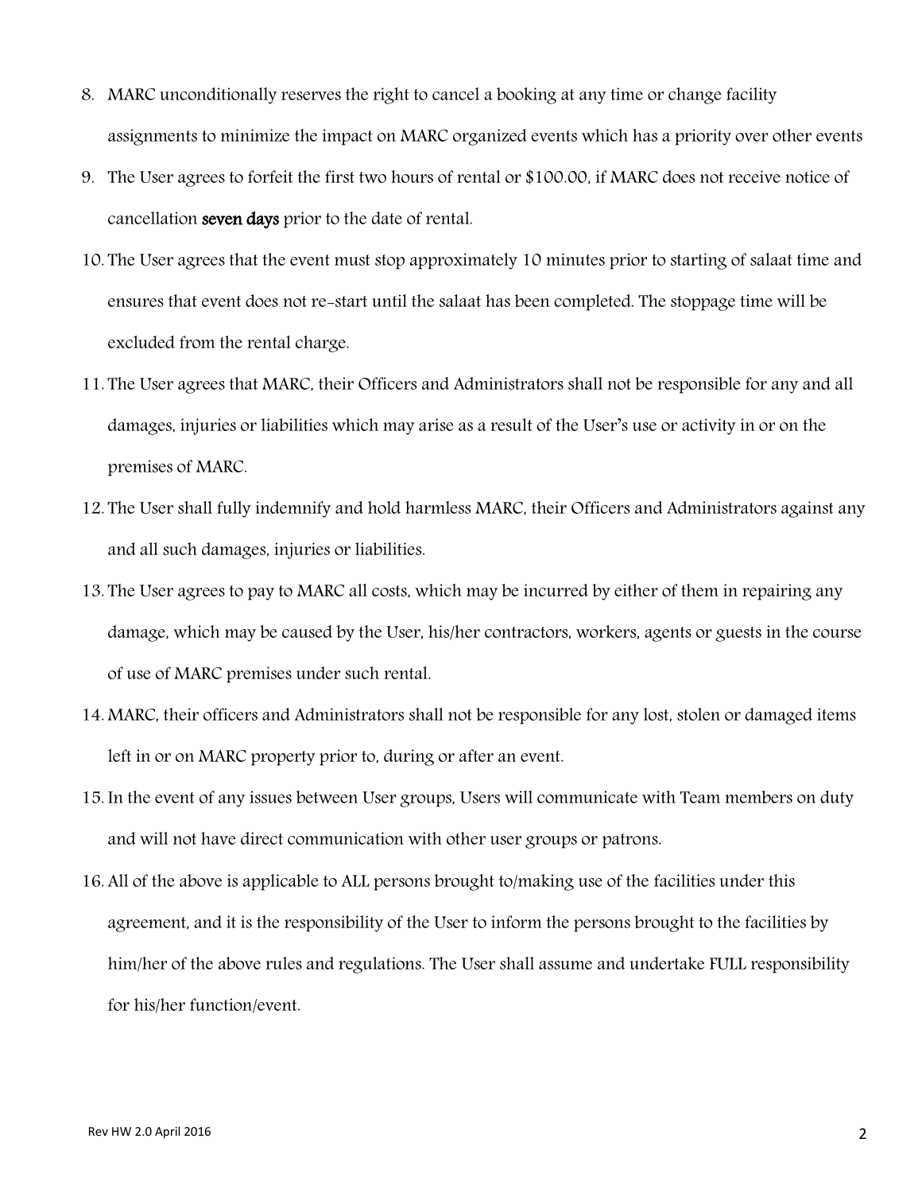8. MARC unconditionally reserves the right to cancel a booking at any time or change facility assignments to minimize the impact on MARC organized events which has a priority over other events
9. The User agrees to forfeit the first two hours of rental or $100.00, if MARC does not receive notice of cancellation **seven days** prior to the date of rental.
10. The User agrees that the event must stop approximately 10 minutes prior to starting of salaat time and ensures that event does not re-start until the salaat has been completed. The stoppage time will be excluded from the rental charge.
11. The User agrees that MARC, their Officers and Administrators shall not be responsible for any and all damages, injuries or liabilities which may arise as a result of the User's use or activity in or on the premises of MARC.
12. The User shall fully indemnify and hold harmless MARC, their Officers and Administrators against any and all such damages, injuries or liabilities.
13. The User agrees to pay to MARC all costs, which may be incurred by either of them in repairing any damage, which may be caused by the User, his/her contractors, workers, agents or guests in the course of use of MARC premises under such rental.
14. MARC, their officers and Administrators shall not be responsible for any lost, stolen or damaged items left in or on MARC property prior to, during or after an event.
15. In the event of any issues between User groups, Users will communicate with Team members on duty and will not have direct communication with other user groups or patrons.
16. All of the above is applicable to ALL persons brought to/making use of the facilities under this agreement, and it is the responsibility of the User to inform the persons brought to the facilities by him/her of the above rules and regulations. The User shall assume and undertake FULL responsibility for his/her function/event.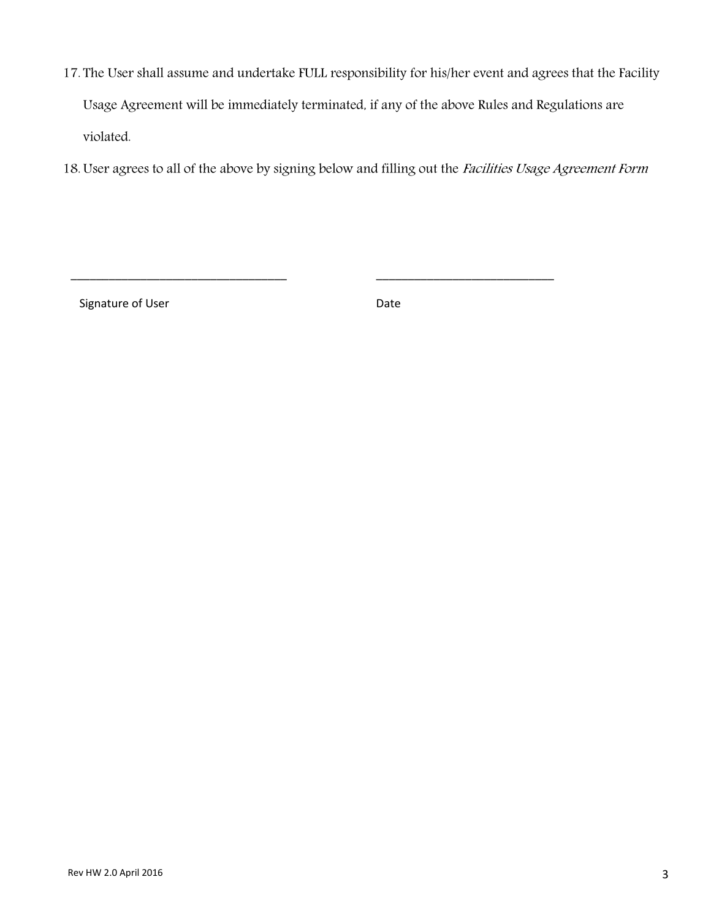17. The User shall assume and undertake FULL responsibility for his/her event and agrees that the Facility Usage Agreement will be immediately terminated, if any of the above Rules and Regulations are violated.
18. User agrees to all of the above by signing below and filling out the *Facilities Usage Agreement Form*

\_\_\_\_\_\_\_\_\_\_\_\_\_\_\_\_\_\_\_\_\_\_\_\_\_\_\_\_\_\_\_\_\_\_ \_\_\_\_\_\_\_\_\_\_\_\_\_\_\_\_\_\_\_\_\_\_\_\_\_\_\_\_

Signature of User Date

Rev HW 2.0 April 2016